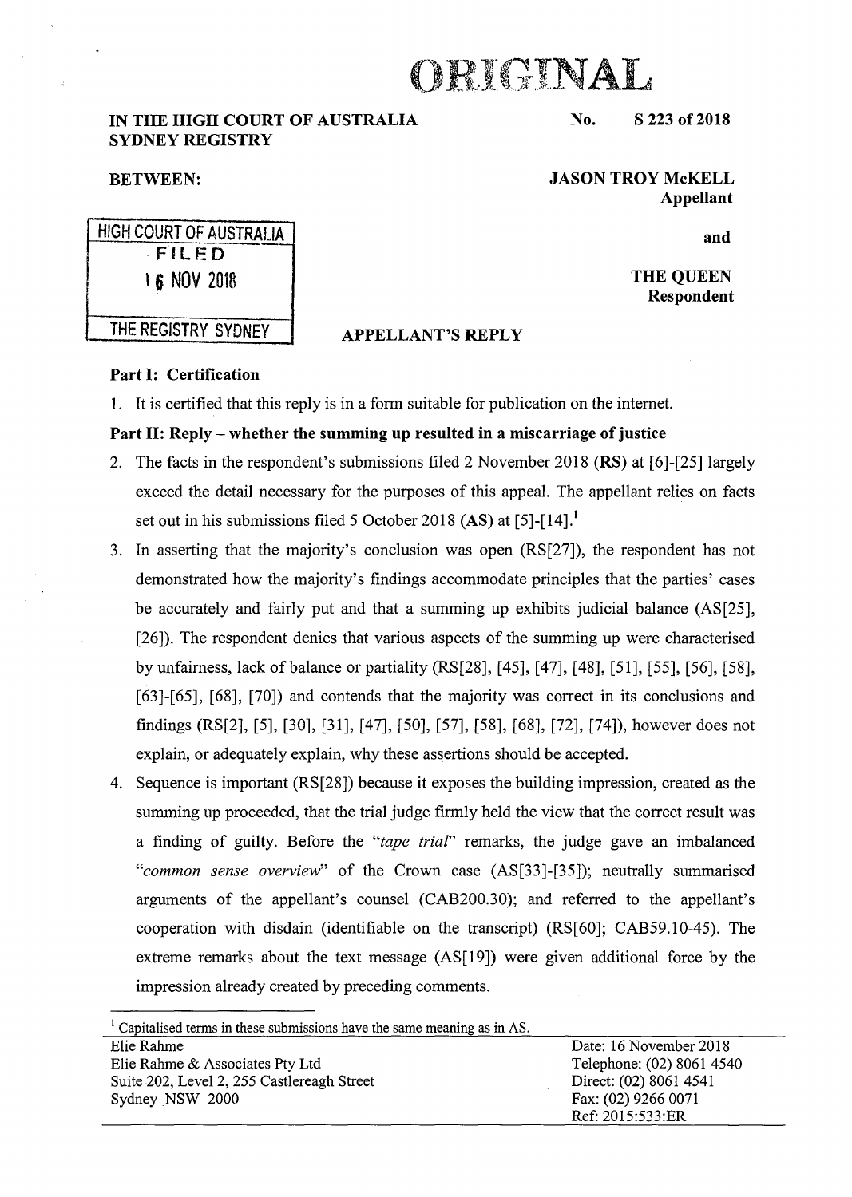# ORIGINAL

**IN THE HIGH COURT OF AUSTRALIA**
**SYDNEY REGISTRY**

**No. S 223 of 2018**

**BETWEEN:**

**JASON TROY McKELL**
**Appellant**

**and**

**THE QUEEN**
**Respondent**

HIGH COURT OF AUSTRALIA
FILED
16 NOV 2018
THE REGISTRY SYDNEY

**APPELLANT'S REPLY**

**Part I: Certification**

1. It is certified that this reply is in a form suitable for publication on the internet.

**Part II: Reply – whether the summing up resulted in a miscarriage of justice**

2. The facts in the respondent's submissions filed 2 November 2018 (**RS**) at [6]-[25] largely exceed the detail necessary for the purposes of this appeal. The appellant relies on facts set out in his submissions filed 5 October 2018 (**AS**) at [5]-[14].[1]

3. In asserting that the majority's conclusion was open (RS[27]), the respondent has not demonstrated how the majority's findings accommodate principles that the parties' cases be accurately and fairly put and that a summing up exhibits judicial balance (AS[25], [26]). The respondent denies that various aspects of the summing up were characterised by unfairness, lack of balance or partiality (RS[28], [45], [47], [48], [51], [55], [56], [58], [63]-[65], [68], [70]) and contends that the majority was correct in its conclusions and findings (RS[2], [5], [30], [31], [47], [50], [57], [58], [68], [72], [74]), however does not explain, or adequately explain, why these assertions should be accepted.

4. Sequence is important (RS[28]) because it exposes the building impression, created as the summing up proceeded, that the trial judge firmly held the view that the correct result was a finding of guilty. Before the "*tape trial*" remarks, the judge gave an imbalanced "*common sense overview*" of the Crown case (AS[33]-[35]); neutrally summarised arguments of the appellant's counsel (CAB200.30); and referred to the appellant's cooperation with disdain (identifiable on the transcript) (RS[60]; CAB59.10-45). The extreme remarks about the text message (AS[19]) were given additional force by the impression already created by preceding comments.

[1] Capitalised terms in these submissions have the same meaning as in AS.

| | |
|---|---|
| Elie Rahme | Date: 16 November 2018 |
| Elie Rahme & Associates Pty Ltd | Telephone: (02) 8061 4540 |
| Suite 202, Level 2, 255 Castlereagh Street | Direct: (02) 8061 4541 |
| Sydney NSW 2000 | Fax: (02) 9266 0071 |
| | Ref: 2015:533:ER |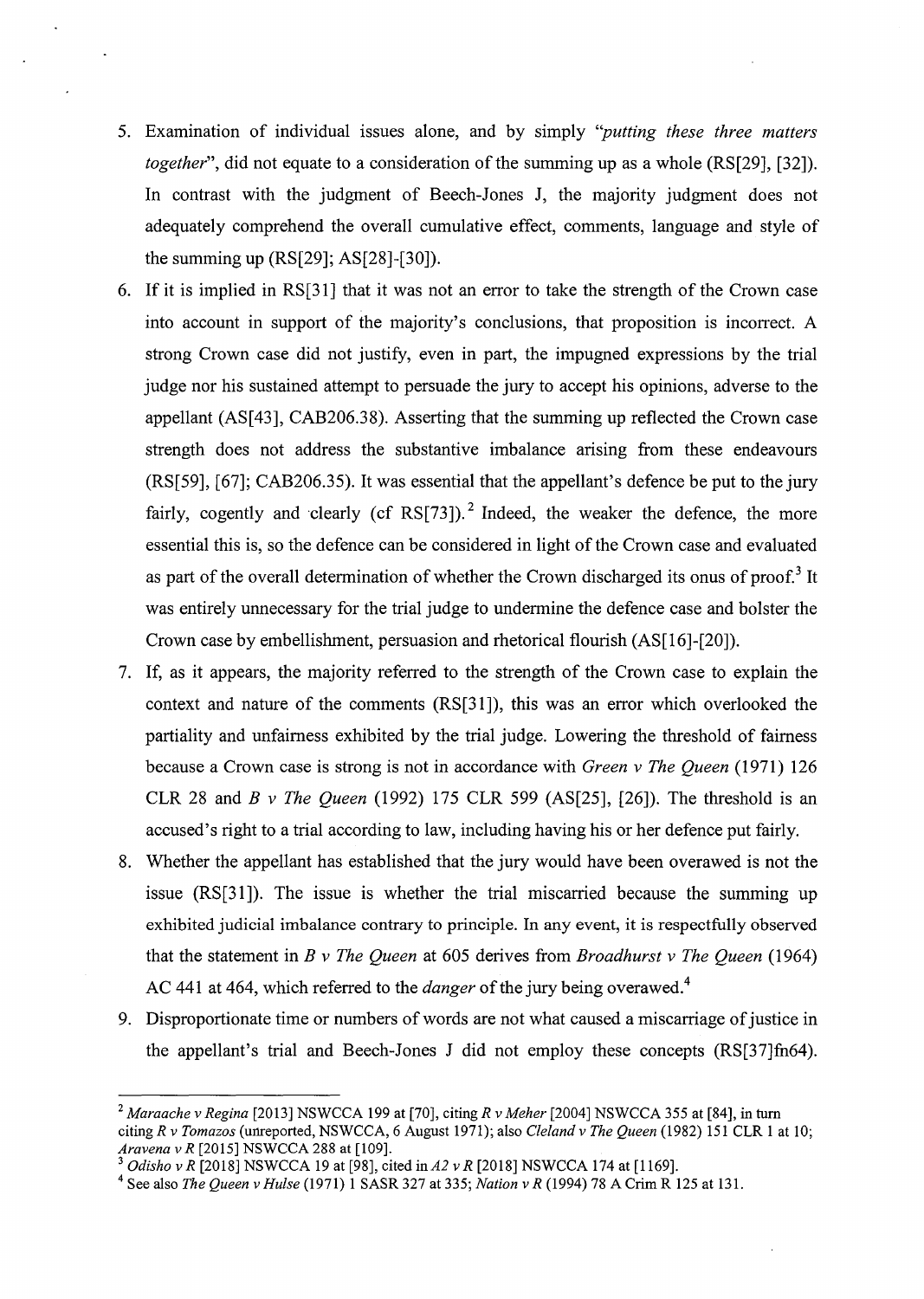5. Examination of individual issues alone, and by simply *"putting these three matters together"*, did not equate to a consideration of the summing up as a whole (RS[29], [32]). In contrast with the judgment of Beech-Jones J, the majority judgment does not adequately comprehend the overall cumulative effect, comments, language and style of the summing up (RS[29]; AS[28]-[30]).

6. If it is implied in RS[31] that it was not an error to take the strength of the Crown case into account in support of the majority's conclusions, that proposition is incorrect. A strong Crown case did not justify, even in part, the impugned expressions by the trial judge nor his sustained attempt to persuade the jury to accept his opinions, adverse to the appellant (AS[43], CAB206.38). Asserting that the summing up reflected the Crown case strength does not address the substantive imbalance arising from these endeavours (RS[59], [67]; CAB206.35). It was essential that the appellant's defence be put to the jury fairly, cogently and clearly (cf RS[73]).[2] Indeed, the weaker the defence, the more essential this is, so the defence can be considered in light of the Crown case and evaluated as part of the overall determination of whether the Crown discharged its onus of proof.[3] It was entirely unnecessary for the trial judge to undermine the defence case and bolster the Crown case by embellishment, persuasion and rhetorical flourish (AS[16]-[20]).

7. If, as it appears, the majority referred to the strength of the Crown case to explain the context and nature of the comments (RS[31]), this was an error which overlooked the partiality and unfairness exhibited by the trial judge. Lowering the threshold of fairness because a Crown case is strong is not in accordance with *Green v The Queen* (1971) 126 CLR 28 and *B v The Queen* (1992) 175 CLR 599 (AS[25], [26]). The threshold is an accused's right to a trial according to law, including having his or her defence put fairly.

8. Whether the appellant has established that the jury would have been overawed is not the issue (RS[31]). The issue is whether the trial miscarried because the summing up exhibited judicial imbalance contrary to principle. In any event, it is respectfully observed that the statement in *B v The Queen* at 605 derives from *Broadhurst v The Queen* (1964) AC 441 at 464, which referred to the *danger* of the jury being overawed.[4]

9. Disproportionate time or numbers of words are not what caused a miscarriage of justice in the appellant's trial and Beech-Jones J did not employ these concepts (RS[37]fn64).

---

[2] *Maraache v Regina* [2013] NSWCCA 199 at [70], citing *R v Meher* [2004] NSWCCA 355 at [84], in turn citing *R v Tomazos* (unreported, NSWCCA, 6 August 1971); also *Cleland v The Queen* (1982) 151 CLR 1 at 10; *Aravena v R* [2015] NSWCCA 288 at [109].

[3] *Odisho v R* [2018] NSWCCA 19 at [98], cited in *A2 v R* [2018] NSWCCA 174 at [1169].

[4] See also *The Queen v Hulse* (1971) 1 SASR 327 at 335; *Nation v R* (1994) 78 A Crim R 125 at 131.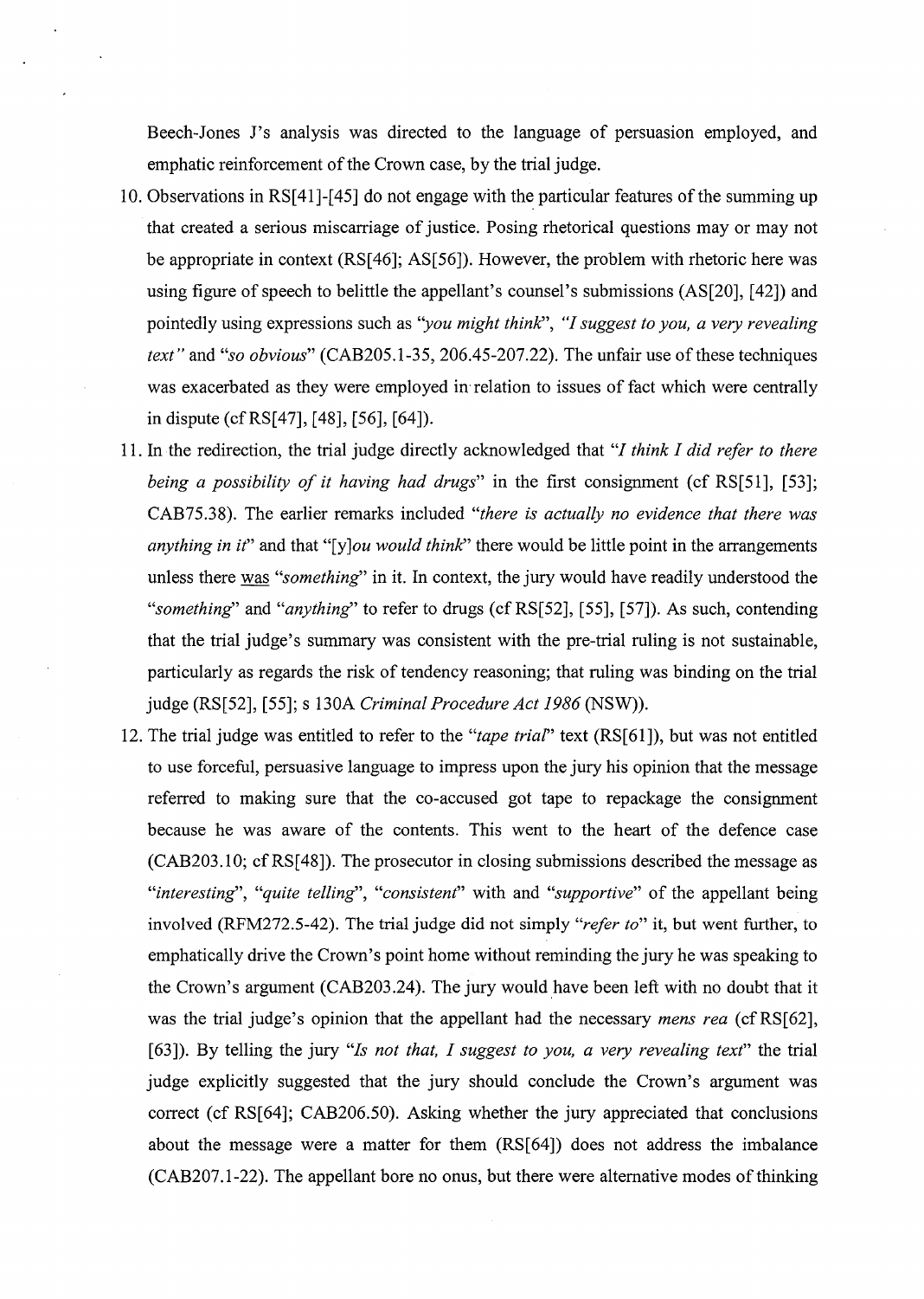Beech-Jones J's analysis was directed to the language of persuasion employed, and emphatic reinforcement of the Crown case, by the trial judge.

10. Observations in RS[41]-[45] do not engage with the particular features of the summing up that created a serious miscarriage of justice. Posing rhetorical questions may or may not be appropriate in context (RS[46]; AS[56]). However, the problem with rhetoric here was using figure of speech to belittle the appellant's counsel's submissions (AS[20], [42]) and pointedly using expressions such as *"you might think"*, *"I suggest to you, a very revealing text"* and *"so obvious"* (CAB205.1-35, 206.45-207.22). The unfair use of these techniques was exacerbated as they were employed in relation to issues of fact which were centrally in dispute (cf RS[47], [48], [56], [64]).

11. In the redirection, the trial judge directly acknowledged that *"I think I did refer to there being a possibility of it having had drugs"* in the first consignment (cf RS[51], [53]; CAB75.38). The earlier remarks included *"there is actually no evidence that there was anything in it"* and that "[y]*ou would think*" there would be little point in the arrangements unless there was *"something"* in it. In context, the jury would have readily understood the *"something"* and *"anything"* to refer to drugs (cf RS[52], [55], [57]). As such, contending that the trial judge's summary was consistent with the pre-trial ruling is not sustainable, particularly as regards the risk of tendency reasoning; that ruling was binding on the trial judge (RS[52], [55]; s 130A *Criminal Procedure Act 1986* (NSW)).

12. The trial judge was entitled to refer to the *"tape trial"* text (RS[61]), but was not entitled to use forceful, persuasive language to impress upon the jury his opinion that the message referred to making sure that the co-accused got tape to repackage the consignment because he was aware of the contents. This went to the heart of the defence case (CAB203.10; cf RS[48]). The prosecutor in closing submissions described the message as *"interesting"*, *"quite telling"*, *"consistent"* with and *"supportive"* of the appellant being involved (RFM272.5-42). The trial judge did not simply *"refer to"* it, but went further, to emphatically drive the Crown's point home without reminding the jury he was speaking to the Crown's argument (CAB203.24). The jury would have been left with no doubt that it was the trial judge's opinion that the appellant had the necessary *mens rea* (cf RS[62], [63]). By telling the jury *"Is not that, I suggest to you, a very revealing text"* the trial judge explicitly suggested that the jury should conclude the Crown's argument was correct (cf RS[64]; CAB206.50). Asking whether the jury appreciated that conclusions about the message were a matter for them (RS[64]) does not address the imbalance (CAB207.1-22). The appellant bore no onus, but there were alternative modes of thinking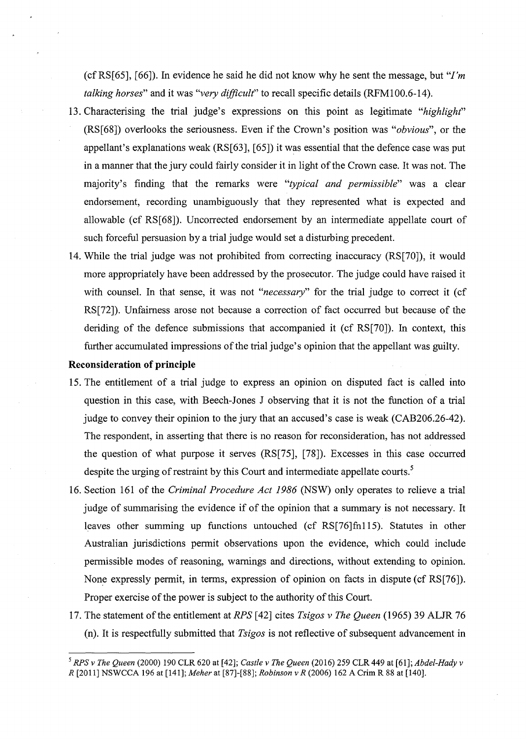(cf RS[65], [66]). In evidence he said he did not know why he sent the message, but *"I'm talking horses"* and it was *"very difficult"* to recall specific details (RFM100.6-14).

13. Characterising the trial judge's expressions on this point as legitimate *"highlight"* (RS[68]) overlooks the seriousness. Even if the Crown's position was *"obvious"*, or the appellant's explanations weak (RS[63], [65]) it was essential that the defence case was put in a manner that the jury could fairly consider it in light of the Crown case. It was not. The majority's finding that the remarks were *"typical and permissible"* was a clear endorsement, recording unambiguously that they represented what is expected and allowable (cf RS[68]). Uncorrected endorsement by an intermediate appellate court of such forceful persuasion by a trial judge would set a disturbing precedent.

14. While the trial judge was not prohibited from correcting inaccuracy (RS[70]), it would more appropriately have been addressed by the prosecutor. The judge could have raised it with counsel. In that sense, it was not *"necessary"* for the trial judge to correct it (cf RS[72]). Unfairness arose not because a correction of fact occurred but because of the deriding of the defence submissions that accompanied it (cf RS[70]). In context, this further accumulated impressions of the trial judge's opinion that the appellant was guilty.

**Reconsideration of principle**

15. The entitlement of a trial judge to express an opinion on disputed fact is called into question in this case, with Beech-Jones J observing that it is not the function of a trial judge to convey their opinion to the jury that an accused's case is weak (CAB206.26-42). The respondent, in asserting that there is no reason for reconsideration, has not addressed the question of what purpose it serves (RS[75], [78]). Excesses in this case occurred despite the urging of restraint by this Court and intermediate appellate courts.[5]

16. Section 161 of the *Criminal Procedure Act 1986* (NSW) only operates to relieve a trial judge of summarising the evidence if of the opinion that a summary is not necessary. It leaves other summing up functions untouched (cf RS[76]fn115). Statutes in other Australian jurisdictions permit observations upon the evidence, which could include permissible modes of reasoning, warnings and directions, without extending to opinion. None expressly permit, in terms, expression of opinion on facts in dispute (cf RS[76]). Proper exercise of the power is subject to the authority of this Court.

17. The statement of the entitlement at *RPS* [42] cites *Tsigos v The Queen* (1965) 39 ALJR 76 (n). It is respectfully submitted that *Tsigos* is not reflective of subsequent advancement in

---

[5] *RPS v The Queen* (2000) 190 CLR 620 at [42]; *Castle v The Queen* (2016) 259 CLR 449 at [61]; *Abdel-Hady v R* [2011] NSWCCA 196 at [141]; *Meher* at [87]-[88]; *Robinson v R* (2006) 162 A Crim R 88 at [140].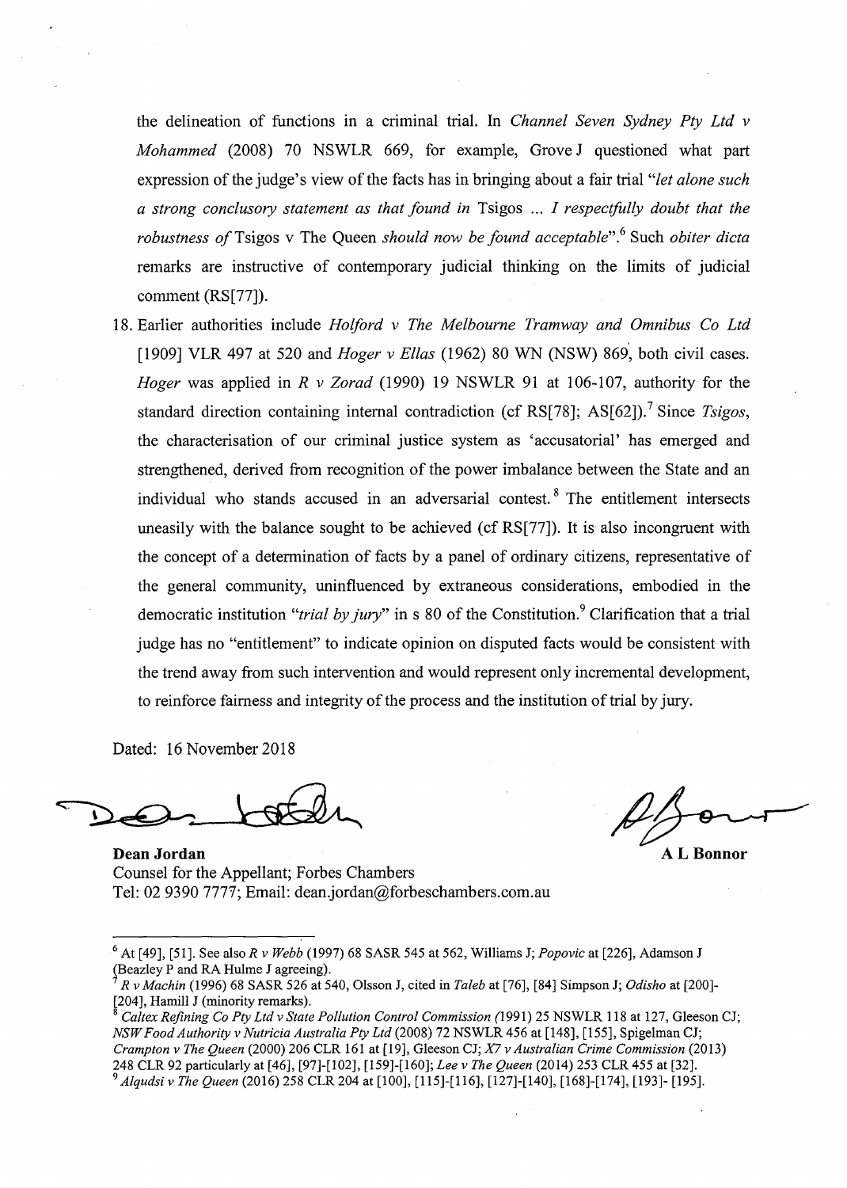the delineation of functions in a criminal trial. In *Channel Seven Sydney Pty Ltd v Mohammed* (2008) 70 NSWLR 669, for example, Grove J questioned what part expression of the judge's view of the facts has in bringing about a fair trial "*let alone such a strong conclusory statement as that found in* Tsigos ... *I respectfully doubt that the robustness of* Tsigos v The Queen *should now be found acceptable*".[6] Such *obiter dicta* remarks are instructive of contemporary judicial thinking on the limits of judicial comment (RS[77]).

18. Earlier authorities include *Holford v The Melbourne Tramway and Omnibus Co Ltd* [1909] VLR 497 at 520 and *Hoger v Ellas* (1962) 80 WN (NSW) 869, both civil cases. *Hoger* was applied in *R v Zorad* (1990) 19 NSWLR 91 at 106-107, authority for the standard direction containing internal contradiction (cf RS[78]; AS[62]).[7] Since *Tsigos*, the characterisation of our criminal justice system as 'accusatorial' has emerged and strengthened, derived from recognition of the power imbalance between the State and an individual who stands accused in an adversarial contest.[8] The entitlement intersects uneasily with the balance sought to be achieved (cf RS[77]). It is also incongruent with the concept of a determination of facts by a panel of ordinary citizens, representative of the general community, uninfluenced by extraneous considerations, embodied in the democratic institution "*trial by jury*" in s 80 of the Constitution.[9] Clarification that a trial judge has no "entitlement" to indicate opinion on disputed facts would be consistent with the trend away from such intervention and would represent only incremental development, to reinforce fairness and integrity of the process and the institution of trial by jury.

Dated: 16 November 2018

**Dean Jordan**
Counsel for the Appellant; Forbes Chambers
Tel: 02 9390 7777; Email: dean.jordan@forbeschambers.com.au

**A L Bonnor**

---

[6] At [49], [51]. See also *R v Webb* (1997) 68 SASR 545 at 562, Williams J; *Popovic* at [226], Adamson J (Beazley P and RA Hulme J agreeing).

[7] *R v Machin* (1996) 68 SASR 526 at 540, Olsson J, cited in *Taleb* at [76], [84] Simpson J; *Odisho* at [200]-[204], Hamill J (minority remarks).

[8] *Caltex Refining Co Pty Ltd v State Pollution Control Commission (*1991) 25 NSWLR 118 at 127, Gleeson CJ; *NSW Food Authority v Nutricia Australia Pty Ltd* (2008) 72 NSWLR 456 at [148], [155], Spigelman CJ; *Crampton v The Queen* (2000) 206 CLR 161 at [19], Gleeson CJ; *X7 v Australian Crime Commission* (2013) 248 CLR 92 particularly at [46], [97]-[102], [159]-[160]; *Lee v The Queen* (2014) 253 CLR 455 at [32].

[9] *Alqudsi v The Queen* (2016) 258 CLR 204 at [100], [115]-[116], [127]-[140], [168]-[174], [193]- [195].